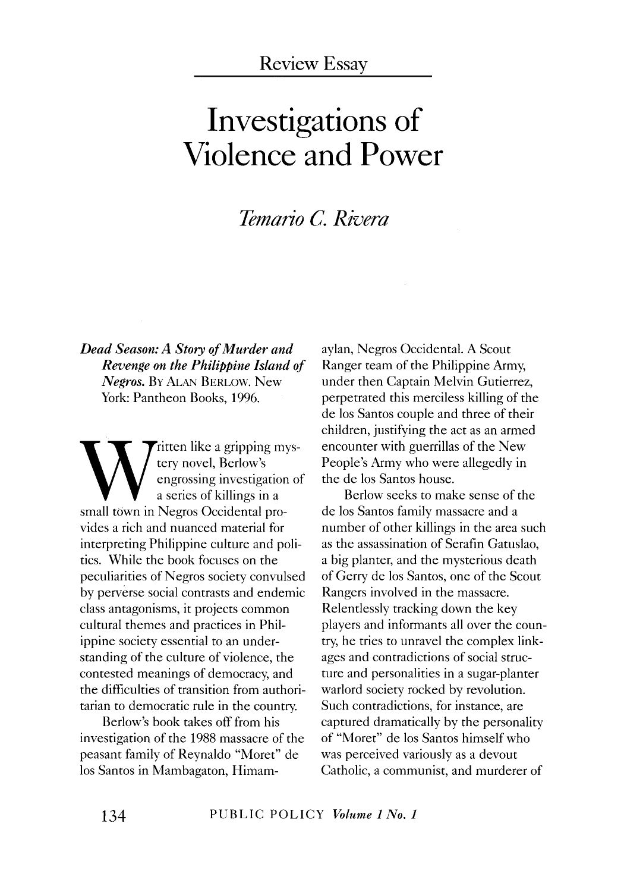Review Essay

# Investigations of Violence and Power

*Temario C. Rivera*

***Dead Season: A Story of Murder and Revenge on the Philippine Island of Negros.*** By Alan Berlow. New York: Pantheon Books, 1996.

Written like a gripping mystery novel, Berlow's engrossing investigation of a series of killings in a small town in Negros Occidental provides a rich and nuanced material for interpreting Philippine culture and politics. While the book focuses on the peculiarities of Negros society convulsed by perverse social contrasts and endemic class antagonisms, it projects common cultural themes and practices in Philippine society essential to an understanding of the culture of violence, the contested meanings of democracy, and the difficulties of transition from authoritarian to democratic rule in the country.

Berlow's book takes off from his investigation of the 1988 massacre of the peasant family of Reynaldo "Moret" de los Santos in Mambagaton, Himamaylan, Negros Occidental. A Scout Ranger team of the Philippine Army, under then Captain Melvin Gutierrez, perpetrated this merciless killing of the de los Santos couple and three of their children, justifying the act as an armed encounter with guerrillas of the New People's Army who were allegedly in the de los Santos house.

Berlow seeks to make sense of the de los Santos family massacre and a number of other killings in the area such as the assassination of Serafin Gatuslao, a big planter, and the mysterious death of Gerry de los Santos, one of the Scout Rangers involved in the massacre. Relentlessly tracking down the key players and informants all over the country, he tries to unravel the complex linkages and contradictions of social structure and personalities in a sugar-planter warlord society rocked by revolution. Such contradictions, for instance, are captured dramatically by the personality of "Moret" de los Santos himself who was perceived variously as a devout Catholic, a communist, and murderer of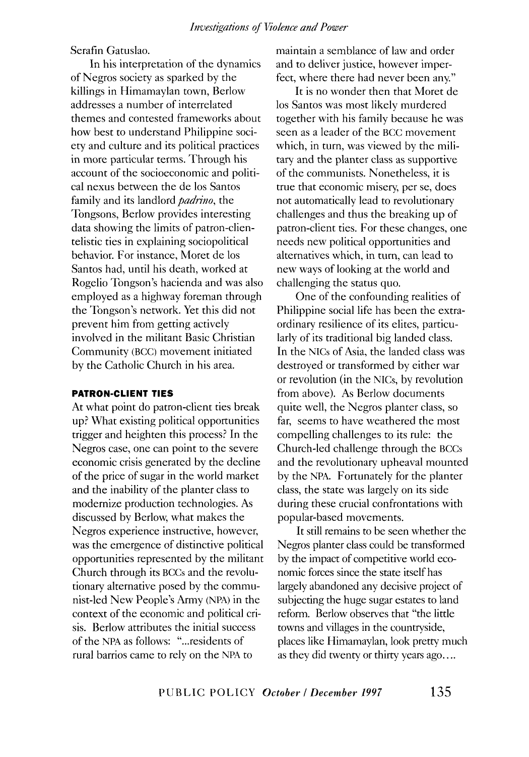Serafin Gatuslao.

In his interpretation of the dynamics of Negros society as sparked by the killings in Himamaylan town, Berlow addresses a number of interrelated themes and contested frameworks about how best to understand Philippine society and culture and its political practices in more particular terms. Through his account of the socioeconomic and political nexus between the de los Santos family and its landlord *padrino*, the Tongsons, Berlow provides interesting data showing the limits of patron-clientelistic ties in explaining sociopolitical behavior. For instance, Moret de los Santos had, until his death, worked at Rogelio Tongson's hacienda and was also employed as a highway foreman through the Tongson's network. Yet this did not prevent him from getting actively involved in the militant Basic Christian Community (BCC) movement initiated by the Catholic Church in his area.

#### PATRON-CLIENT TIES

At what point do patron-client ties break up? What existing political opportunities trigger and heighten this process? In the Negros case, one can point to the severe economic crisis generated by the decline of the price of sugar in the world market and the inability of the planter class to modernize production technologies. As discussed by Berlow, what makes the Negros experience instructive, however, was the emergence of distinctive political opportunities represented by the militant Church through its BCCs and the revolutionary alternative posed by the communist-led New People's Army (NPA) in the context of the economic and political crisis. Berlow attributes the initial success of the NPA as follows: "...residents of rural barrios came to rely on the NPA to maintain a semblance of law and order and to deliver justice, however imperfect, where there had never been any."

It is no wonder then that Moret de los Santos was most likely murdered together with his family because he was seen as a leader of the BCC movement which, in turn, was viewed by the military and the planter class as supportive of the communists. Nonetheless, it is true that economic misery, per se, does not automatically lead to revolutionary challenges and thus the breaking up of patron-client ties. For these changes, one needs new political opportunities and alternatives which, in turn, can lead to new ways of looking at the world and challenging the status quo.

One of the confounding realities of Philippine social life has been the extraordinary resilience of its elites, particularly of its traditional big landed class. In the NICs of Asia, the landed class was destroyed or transformed by either war or revolution (in the NICs, by revolution from above). As Berlow documents quite well, the Negros planter class, so far, seems to have weathered the most compelling challenges to its rule: the Church-led challenge through the BCCs and the revolutionary upheaval mounted by the NPA. Fortunately for the planter class, the state was largely on its side during these crucial confrontations with popular-based movements.

It still remains to be seen whether the Negros planter class could be transformed by the impact of competitive world economic forces since the state itself has largely abandoned any decisive project of subjecting the huge sugar estates to land reform. Berlow observes that "the little towns and villages in the countryside, places like Himamaylan, look pretty much as they did twenty or thirty years ago....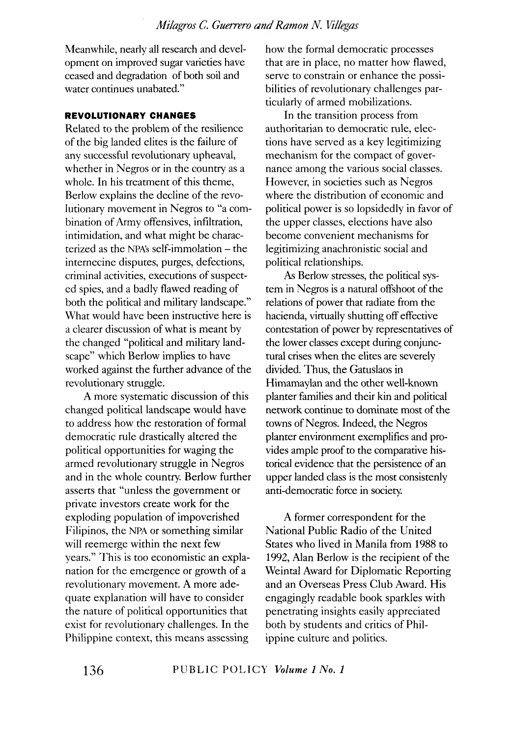Meanwhile, nearly all research and development on improved sugar varieties have ceased and degradation of both soil and water continues unabated."

### REVOLUTIONARY CHANGES

Related to the problem of the resilience of the big landed elites is the failure of any successful revolutionary upheaval, whether in Negros or in the country as a whole. In his treatment of this theme, Berlow explains the decline of the revolutionary movement in Negros to "a combination of Army offensives, infiltration, intimidation, and what might be characterized as the NPA's self-immolation – the internecine disputes, purges, defections, criminal activities, executions of suspected spies, and a badly flawed reading of both the political and military landscape." What would have been instructive here is a clearer discussion of what is meant by the changed "political and military landscape" which Berlow implies to have worked against the further advance of the revolutionary struggle.

A more systematic discussion of this changed political landscape would have to address how the restoration of formal democratic rule drastically altered the political opportunities for waging the armed revolutionary struggle in Negros and in the whole country. Berlow further asserts that "unless the government or private investors create work for the exploding population of impoverished Filipinos, the NPA or something similar will reemerge within the next few years." This is too economistic an explanation for the emergence or growth of a revolutionary movement. A more adequate explanation will have to consider the nature of political opportunities that exist for revolutionary challenges. In the Philippine context, this means assessing how the formal democratic processes that are in place, no matter how flawed, serve to constrain or enhance the possibilities of revolutionary challenges particularly of armed mobilizations.

In the transition process from authoritarian to democratic rule, elections have served as a key legitimizing mechanism for the compact of governance among the various social classes. However, in societies such as Negros where the distribution of economic and political power is so lopsidedly in favor of the upper classes, elections have also become convenient mechanisms for legitimizing anachronistic social and political relationships.

As Berlow stresses, the political system in Negros is a natural offshoot of the relations of power that radiate from the hacienda, virtually shutting off effective contestation of power by representatives of the lower classes except during conjunctural crises when the elites are severely divided. Thus, the Gatuslaos in Himamaylan and the other well-known planter families and their kin and political network continue to dominate most of the towns of Negros. Indeed, the Negros planter environment exemplifies and provides ample proof to the comparative historical evidence that the persistence of an upper landed class is the most consistenly anti-democratic force in society.

A former correspondent for the National Public Radio of the United States who lived in Manila from 1988 to 1992, Alan Berlow is the recipient of the Weintal Award for Diplomatic Reporting and an Overseas Press Club Award. His engagingly readable book sparkles with penetrating insights easily appreciated both by students and critics of Philippine culture and politics.